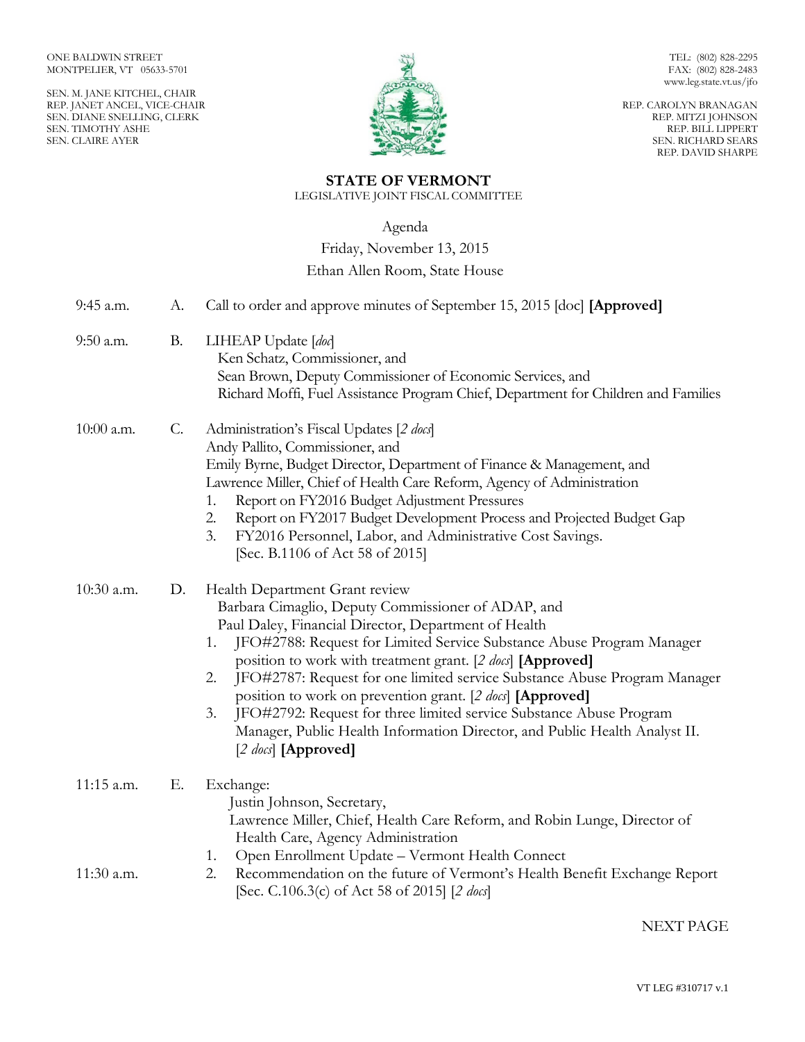ONE BALDWIN STREET
MONTPELIER, VT 05633-5701

SEN. M. JANE KITCHEL, CHAIR
REP. JANET ANCEL, VICE-CHAIR
SEN. DIANE SNELLING, CLERK
SEN. TIMOTHY ASHE
SEN. CLAIRE AYER

TEL: (802) 828-2295
FAX: (802) 828-2483
www.leg.state.vt.us/jfo

REP. CAROLYN BRANAGAN
REP. MITZI JOHNSON
REP. BILL LIPPERT
SEN. RICHARD SEARS
REP. DAVID SHARPE

# STATE OF VERMONT

LEGISLATIVE JOINT FISCAL COMMITTEE

Agenda

Friday, November 13, 2015

Ethan Allen Room, State House

9:45 a.m. A. Call to order and approve minutes of September 15, 2015 [doc] **[Approved]**

9:50 a.m. B. LIHEAP Update [*doc*]
Ken Schatz, Commissioner, and
Sean Brown, Deputy Commissioner of Economic Services, and
Richard Moffi, Fuel Assistance Program Chief, Department for Children and Families

10:00 a.m. C. Administration's Fiscal Updates [*2 docs*]
Andy Pallito, Commissioner, and
Emily Byrne, Budget Director, Department of Finance & Management, and
Lawrence Miller, Chief of Health Care Reform, Agency of Administration

1. Report on FY2016 Budget Adjustment Pressures
2. Report on FY2017 Budget Development Process and Projected Budget Gap
3. FY2016 Personnel, Labor, and Administrative Cost Savings.
   [Sec. B.1106 of Act 58 of 2015]

10:30 a.m. D. Health Department Grant review
Barbara Cimaglio, Deputy Commissioner of ADAP, and
Paul Daley, Financial Director, Department of Health

1. JFO#2788: Request for Limited Service Substance Abuse Program Manager position to work with treatment grant. [*2 docs*] **[Approved]**
2. JFO#2787: Request for one limited service Substance Abuse Program Manager position to work on prevention grant. [*2 docs*] **[Approved]**
3. JFO#2792: Request for three limited service Substance Abuse Program Manager, Public Health Information Director, and Public Health Analyst II. [*2 docs*] **[Approved]**

11:15 a.m. E. Exchange:
Justin Johnson, Secretary,
Lawrence Miller, Chief, Health Care Reform, and Robin Lunge, Director of Health Care, Agency Administration

1. Open Enrollment Update – Vermont Health Connect
2. (11:30 a.m.) Recommendation on the future of Vermont's Health Benefit Exchange Report [Sec. C.106.3(c) of Act 58 of 2015] [*2 docs*]

NEXT PAGE

VT LEG #310717 v.1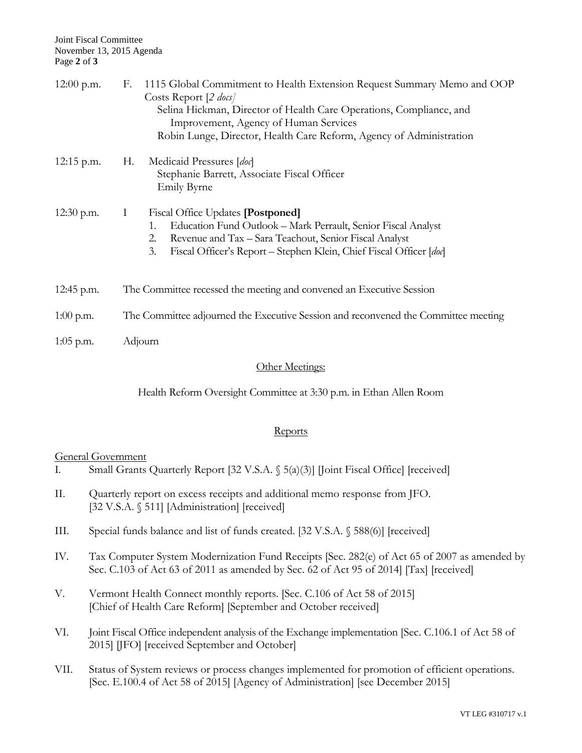12:00 p.m. F. 1115 Global Commitment to Health Extension Request Summary Memo and OOP Costs Report [*2 docs*]
Selina Hickman, Director of Health Care Operations, Compliance, and Improvement, Agency of Human Services
Robin Lunge, Director, Health Care Reform, Agency of Administration

12:15 p.m. H. Medicaid Pressures [*doc*]
Stephanie Barrett, Associate Fiscal Officer
Emily Byrne

12:30 p.m. I Fiscal Office Updates **[Postponed]**
1. Education Fund Outlook – Mark Perrault, Senior Fiscal Analyst
2. Revenue and Tax – Sara Teachout, Senior Fiscal Analyst
3. Fiscal Officer's Report – Stephen Klein, Chief Fiscal Officer [*doc*]

12:45 p.m. The Committee recessed the meeting and convened an Executive Session

1:00 p.m. The Committee adjourned the Executive Session and reconvened the Committee meeting

1:05 p.m. Adjourn

Other Meetings:

Health Reform Oversight Committee at 3:30 p.m. in Ethan Allen Room

## Reports

General Government

I. Small Grants Quarterly Report [32 V.S.A. § 5(a)(3)] [Joint Fiscal Office] [received]

II. Quarterly report on excess receipts and additional memo response from JFO. [32 V.S.A. § 511] [Administration] [received]

III. Special funds balance and list of funds created. [32 V.S.A. § 588(6)] [received]

IV. Tax Computer System Modernization Fund Receipts [Sec. 282(e) of Act 65 of 2007 as amended by Sec. C.103 of Act 63 of 2011 as amended by Sec. 62 of Act 95 of 2014] [Tax] [received]

V. Vermont Health Connect monthly reports. [Sec. C.106 of Act 58 of 2015] [Chief of Health Care Reform] [September and October received]

VI. Joint Fiscal Office independent analysis of the Exchange implementation [Sec. C.106.1 of Act 58 of 2015] [JFO] [received September and October]

VII. Status of System reviews or process changes implemented for promotion of efficient operations. [Sec. E.100.4 of Act 58 of 2015] [Agency of Administration] [see December 2015]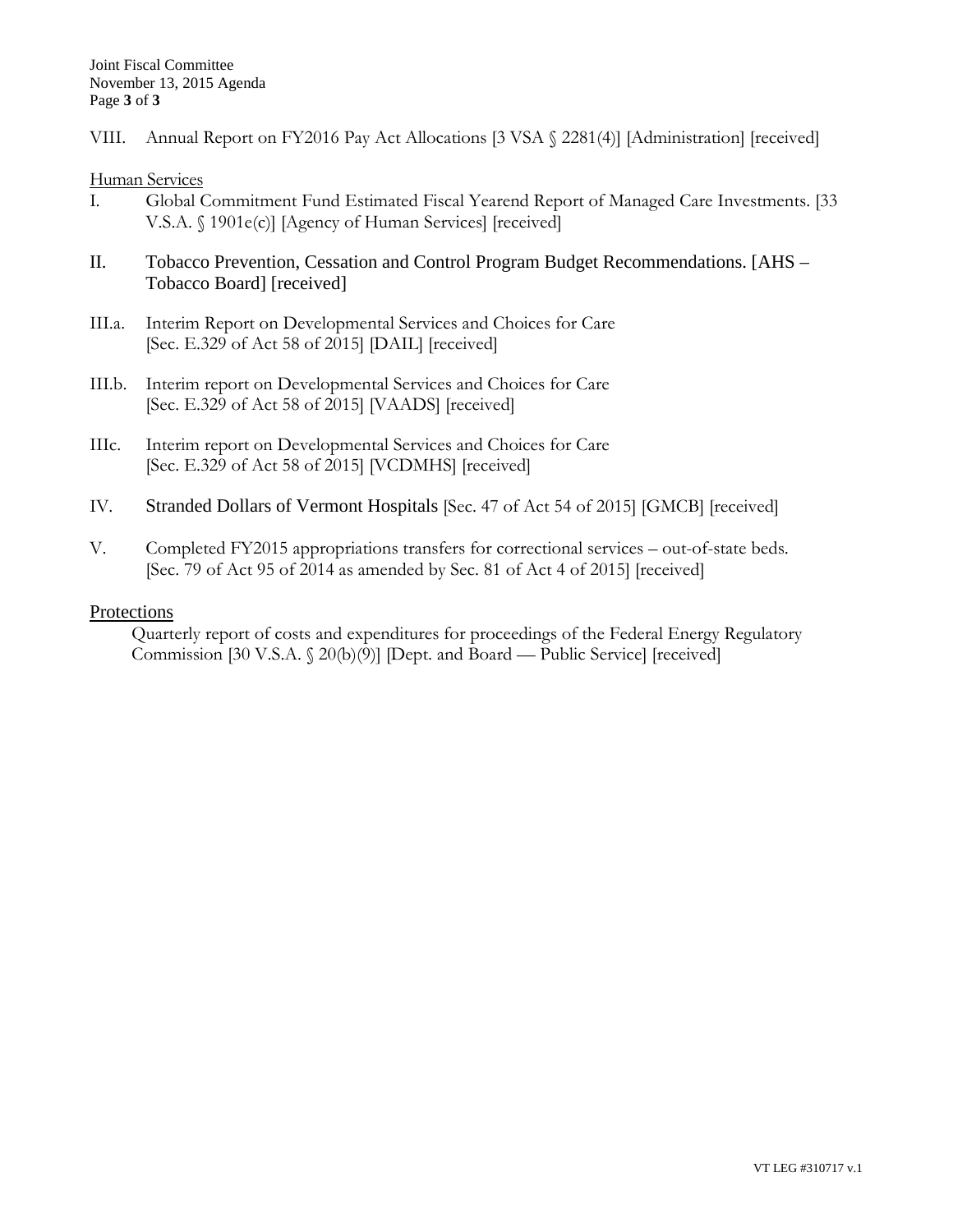VIII. Annual Report on FY2016 Pay Act Allocations [3 VSA § 2281(4)] [Administration] [received]

<u>Human Services</u>

I. Global Commitment Fund Estimated Fiscal Yearend Report of Managed Care Investments. [33 V.S.A. § 1901e(c)] [Agency of Human Services] [received]

II. Tobacco Prevention, Cessation and Control Program Budget Recommendations. [AHS – Tobacco Board] [received]

III.a. Interim Report on Developmental Services and Choices for Care [Sec. E.329 of Act 58 of 2015] [DAIL] [received]

III.b. Interim report on Developmental Services and Choices for Care [Sec. E.329 of Act 58 of 2015] [VAADS] [received]

IIIc. Interim report on Developmental Services and Choices for Care [Sec. E.329 of Act 58 of 2015] [VCDMHS] [received]

IV. Stranded Dollars of Vermont Hospitals [Sec. 47 of Act 54 of 2015] [GMCB] [received]

V. Completed FY2015 appropriations transfers for correctional services – out-of-state beds. [Sec. 79 of Act 95 of 2014 as amended by Sec. 81 of Act 4 of 2015] [received]

<u>Protections</u>

Quarterly report of costs and expenditures for proceedings of the Federal Energy Regulatory Commission [30 V.S.A. § 20(b)(9)] [Dept. and Board — Public Service] [received]

VT LEG #310717 v.1